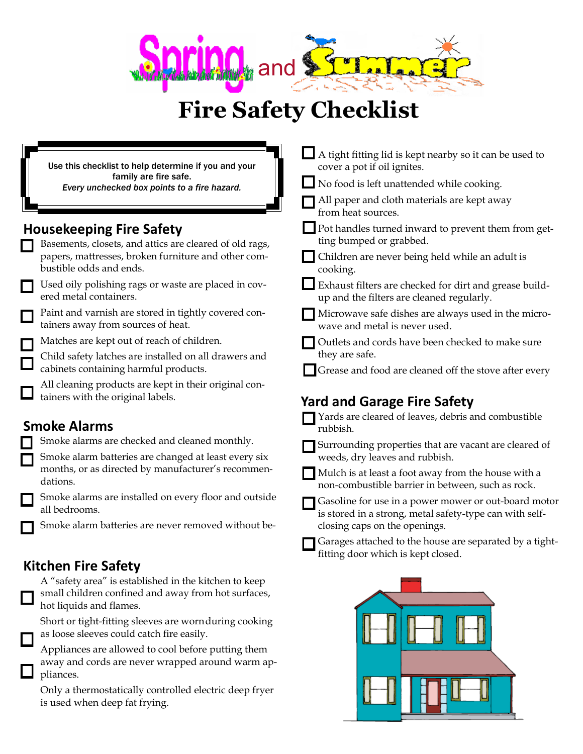# Spring and Summer Fire Safety Checklist

> Use this checklist to help determine if you and your family are fire safe.
> *Every unchecked box points to a fire hazard.*

## Housekeeping Fire Safety

- ☐ Basements, closets, and attics are cleared of old rags, papers, mattresses, broken furniture and other combustible odds and ends.
- ☐ Used oily polishing rags or waste are placed in covered metal containers.
- ☐ Paint and varnish are stored in tightly covered containers away from sources of heat.
- ☐ Matches are kept out of reach of children.
- ☐ Child safety latches are installed on all drawers and cabinets containing harmful products.
- ☐ All cleaning products are kept in their original containers with the original labels.

## Smoke Alarms

- ☐ Smoke alarms are checked and cleaned monthly.
- ☐ Smoke alarm batteries are changed at least every six months, or as directed by manufacturer's recommendations.
- ☐ Smoke alarms are installed on every floor and outside all bedrooms.
- ☐ Smoke alarm batteries are never removed without be-

## Kitchen Fire Safety

- ☐ A "safety area" is established in the kitchen to keep small children confined and away from hot surfaces, hot liquids and flames.
- ☐ Short or tight-fitting sleeves are worn during cooking as loose sleeves could catch fire easily.
- ☐ Appliances are allowed to cool before putting them away and cords are never wrapped around warm appliances.
- Only a thermostatically controlled electric deep fryer is used when deep fat frying.
- ☐ A tight fitting lid is kept nearby so it can be used to cover a pot if oil ignites.
- ☐ No food is left unattended while cooking.
- ☐ All paper and cloth materials are kept away from heat sources.
- ☐ Pot handles turned inward to prevent them from getting bumped or grabbed.
- ☐ Children are never being held while an adult is cooking.
- ☐ Exhaust filters are checked for dirt and grease build-up and the filters are cleaned regularly.
- ☐ Microwave safe dishes are always used in the microwave and metal is never used.
- ☐ Outlets and cords have been checked to make sure they are safe.
- ☐ Grease and food are cleaned off the stove after every

## Yard and Garage Fire Safety

- ☐ Yards are cleared of leaves, debris and combustible rubbish.
- ☐ Surrounding properties that are vacant are cleared of weeds, dry leaves and rubbish.
- ☐ Mulch is at least a foot away from the house with a non-combustible barrier in between, such as rock.
- ☐ Gasoline for use in a power mower or out-board motor is stored in a strong, metal safety-type can with self-closing caps on the openings.
- ☐ Garages attached to the house are separated by a tight-fitting door which is kept closed.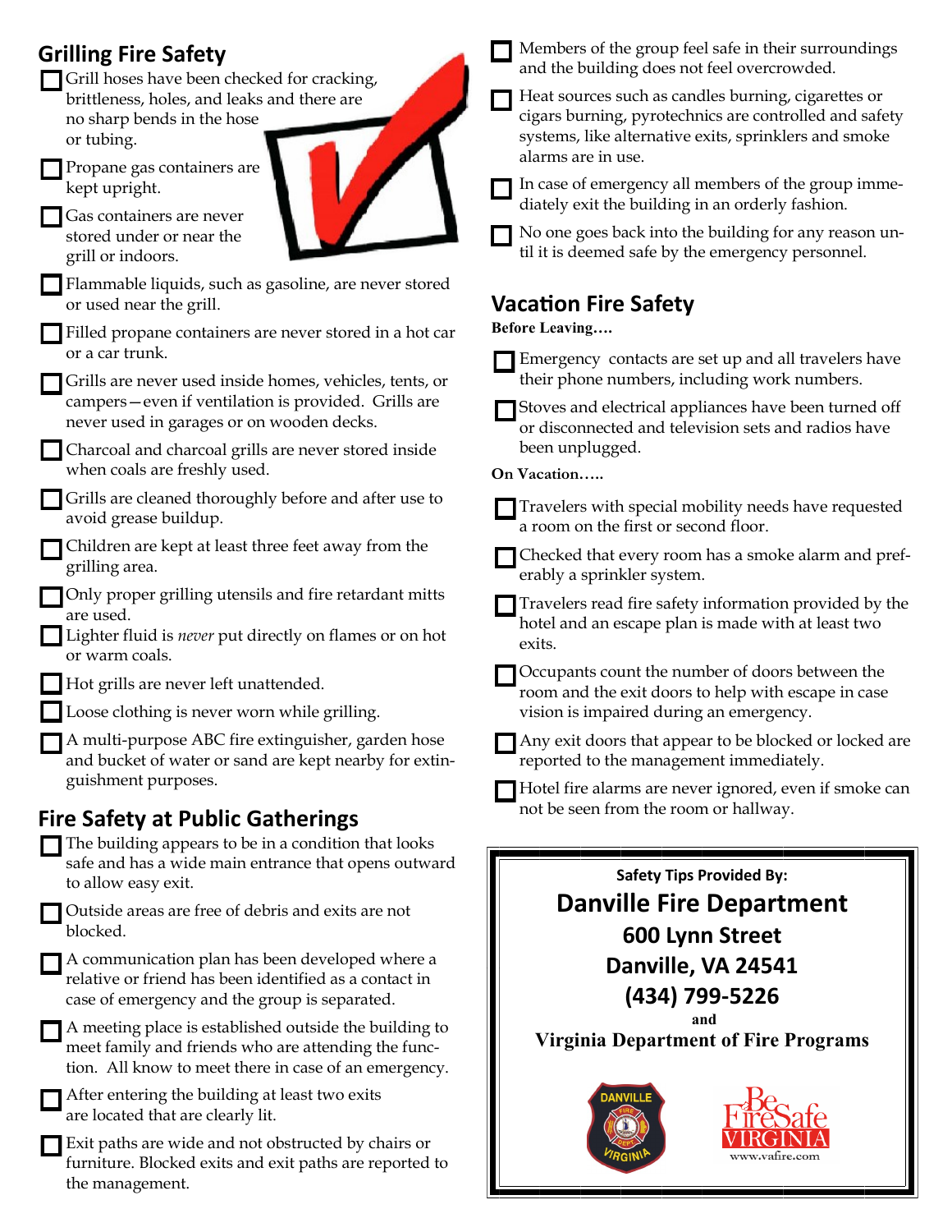## Grilling Fire Safety

- ☐ Grill hoses have been checked for cracking, brittleness, holes, and leaks and there are no sharp bends in the hose or tubing.
- ☐ Propane gas containers are kept upright.
- ☐ Gas containers are never stored under or near the grill or indoors.
- ☐ Flammable liquids, such as gasoline, are never stored or used near the grill.
- ☐ Filled propane containers are never stored in a hot car or a car trunk.
- ☐ Grills are never used inside homes, vehicles, tents, or campers—even if ventilation is provided. Grills are never used in garages or on wooden decks.
- ☐ Charcoal and charcoal grills are never stored inside when coals are freshly used.
- ☐ Grills are cleaned thoroughly before and after use to avoid grease buildup.
- ☐ Children are kept at least three feet away from the grilling area.
- ☐ Only proper grilling utensils and fire retardant mitts are used.
- ☐ Lighter fluid is *never* put directly on flames or on hot or warm coals.
- ☐ Hot grills are never left unattended.
- ☐ Loose clothing is never worn while grilling.
- ☐ A multi-purpose ABC fire extinguisher, garden hose and bucket of water or sand are kept nearby for extinguishment purposes.

## Fire Safety at Public Gatherings

- ☐ The building appears to be in a condition that looks safe and has a wide main entrance that opens outward to allow easy exit.
- ☐ Outside areas are free of debris and exits are not blocked.
- ☐ A communication plan has been developed where a relative or friend has been identified as a contact in case of emergency and the group is separated.
- ☐ A meeting place is established outside the building to meet family and friends who are attending the function. All know to meet there in case of an emergency.
- ☐ After entering the building at least two exits are located that are clearly lit.
- ☐ Exit paths are wide and not obstructed by chairs or furniture. Blocked exits and exit paths are reported to the management.
- ☐ Members of the group feel safe in their surroundings and the building does not feel overcrowded.
- ☐ Heat sources such as candles burning, cigarettes or cigars burning, pyrotechnics are controlled and safety systems, like alternative exits, sprinklers and smoke alarms are in use.
- ☐ In case of emergency all members of the group immediately exit the building in an orderly fashion.
- ☐ No one goes back into the building for any reason until it is deemed safe by the emergency personnel.

## Vacation Fire Safety

**Before Leaving….**

- ☐ Emergency contacts are set up and all travelers have their phone numbers, including work numbers.
- ☐ Stoves and electrical appliances have been turned off or disconnected and television sets and radios have been unplugged.

**On Vacation…..**

- ☐ Travelers with special mobility needs have requested a room on the first or second floor.
- ☐ Checked that every room has a smoke alarm and preferably a sprinkler system.
- ☐ Travelers read fire safety information provided by the hotel and an escape plan is made with at least two exits.
- ☐ Occupants count the number of doors between the room and the exit doors to help with escape in case vision is impaired during an emergency.
- ☐ Any exit doors that appear to be blocked or locked are reported to the management immediately.
- ☐ Hotel fire alarms are never ignored, even if smoke can not be seen from the room or hallway.

**Safety Tips Provided By:**

**Danville Fire Department**
**600 Lynn Street**
**Danville, VA 24541**
**(434) 799-5226**

**and**

**Virginia Department of Fire Programs**

DANVILLE FIRE DEPT VIRGINIA

Be FireSafe VIRGINIA
www.vafire.com